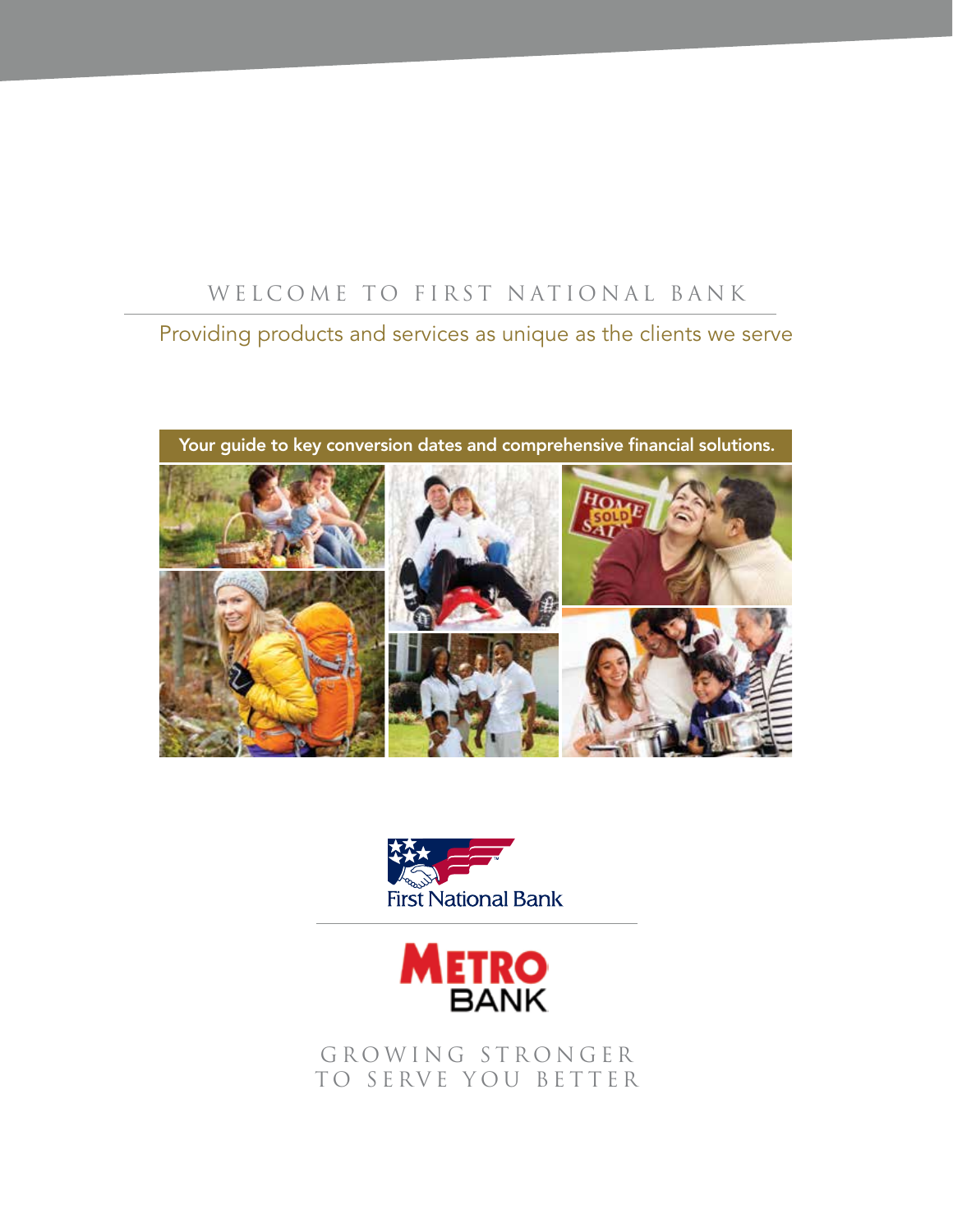# WELCOME TO FIRST NATIONAL BANK

Providing products and services as unique as the clients we serve

**Your guide to key conversion dates and comprehensive financial solutions.**

First National Bank

METRO BANK

GROWING STRONGER
TO SERVE YOU BETTER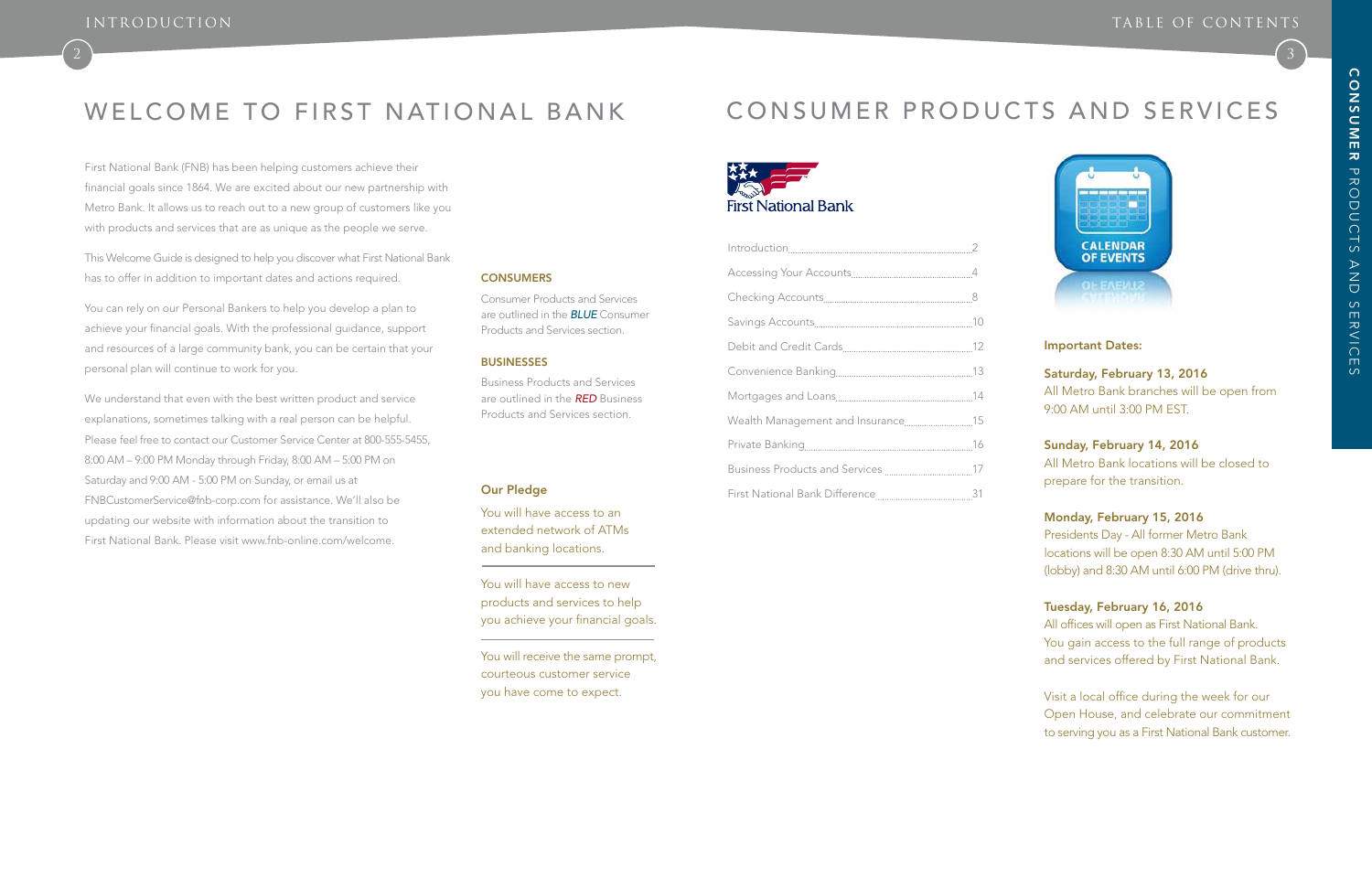# WELCOME TO FIRST NATIONAL BANK

First National Bank (FNB) has been helping customers achieve their financial goals since 1864. We are excited about our new partnership with Metro Bank. It allows us to reach out to a new group of customers like you with products and services that are as unique as the people we serve.

This Welcome Guide is designed to help you discover what First National Bank has to offer in addition to important dates and actions required.

You can rely on our Personal Bankers to help you develop a plan to achieve your financial goals. With the professional guidance, support and resources of a large community bank, you can be certain that your personal plan will continue to work for you.

We understand that even with the best written product and service explanations, sometimes talking with a real person can be helpful. Please feel free to contact our Customer Service Center at 800-555-5455, 8:00 AM – 9:00 PM Monday through Friday, 8:00 AM – 5:00 PM on Saturday and 9:00 AM - 5:00 PM on Sunday, or email us at FNBCustomerService@fnb-corp.com for assistance. We'll also be updating our website with information about the transition to First National Bank. Please visit www.fnb-online.com/welcome.

### CONSUMERS

Consumer Products and Services are outlined in the ***BLUE*** Consumer Products and Services section.

### BUSINESSES

Business Products and Services are outlined in the ***RED*** Business Products and Services section.

### Our Pledge

You will have access to an extended network of ATMs and banking locations.

You will have access to new products and services to help you achieve your financial goals.

You will receive the same prompt, courteous customer service you have come to expect.

# CONSUMER PRODUCTS AND SERVICES

First National Bank

- Introduction ........ 2
- Accessing Your Accounts ........ 4
- Checking Accounts ........ 8
- Savings Accounts ........ 10
- Debit and Credit Cards ........ 12
- Convenience Banking ........ 13
- Mortgages and Loans ........ 14
- Wealth Management and Insurance ........ 15
- Private Banking ........ 16
- Business Products and Services ........ 17
- First National Bank Difference ........ 31

CALENDAR OF EVENTS

### Important Dates:

**Saturday, February 13, 2016**
All Metro Bank branches will be open from 9:00 AM until 3:00 PM EST.

**Sunday, February 14, 2016**
All Metro Bank locations will be closed to prepare for the transition.

**Monday, February 15, 2016**
Presidents Day - All former Metro Bank locations will be open 8:30 AM until 5:00 PM (lobby) and 8:30 AM until 6:00 PM (drive thru).

**Tuesday, February 16, 2016**
All offices will open as First National Bank. You gain access to the full range of products and services offered by First National Bank.

Visit a local office during the week for our Open House, and celebrate our commitment to serving you as a First National Bank customer.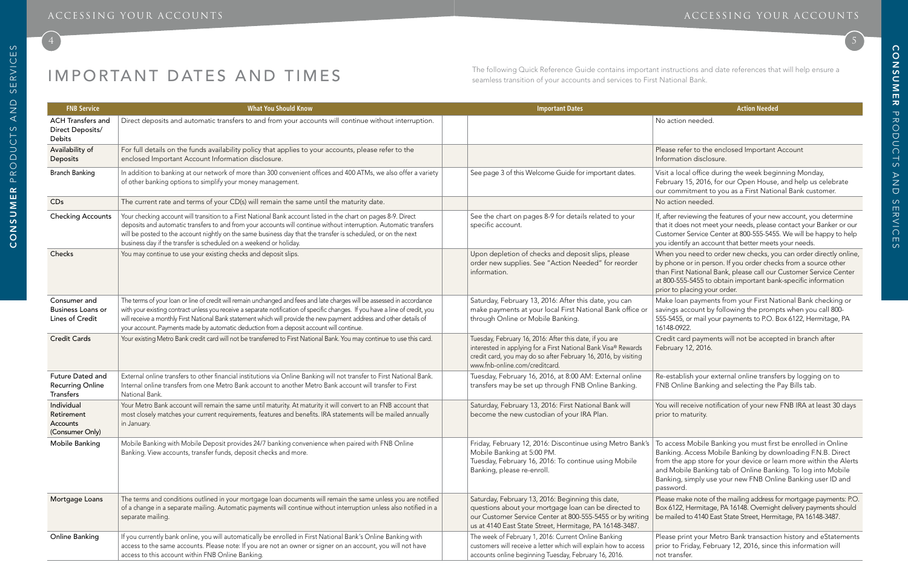# IMPORTANT DATES AND TIMES

The following Quick Reference Guide contains important instructions and date references that will help ensure a seamless transition of your accounts and services to First National Bank.

| FNB Service | What You Should Know | Important Dates | Action Needed |
|---|---|---|---|
| ACH Transfers and Direct Deposits/ Debits | Direct deposits and automatic transfers to and from your accounts will continue without interruption. | | No action needed. |
| Availability of Deposits | For full details on the funds availability policy that applies to your accounts, please refer to the enclosed Important Account Information disclosure. | | Please refer to the enclosed Important Account Information disclosure. |
| Branch Banking | In addition to banking at our network of more than 300 convenient offices and 400 ATMs, we also offer a variety of other banking options to simplify your money management. | See page 3 of this Welcome Guide for important dates. | Visit a local office during the week beginning Monday, February 15, 2016, for our Open House, and help us celebrate our commitment to you as a First National Bank customer. |
| CDs | The current rate and terms of your CD(s) will remain the same until the maturity date. | | No action needed. |
| Checking Accounts | Your checking account will transition to a First National Bank account listed in the chart on pages 8-9. Direct deposits and automatic transfers to and from your accounts will continue without interruption. Automatic transfers will be posted to the account nightly on the same business day that the transfer is scheduled, or on the next business day if the transfer is scheduled on a weekend or holiday. | See the chart on pages 8-9 for details related to your specific account. | If, after reviewing the features of your new account, you determine that it does not meet your needs, please contact your Banker or our Customer Service Center at 800-555-5455. We will be happy to help you identify an account that better meets your needs. |
| Checks | You may continue to use your existing checks and deposit slips. | Upon depletion of checks and deposit slips, please order new supplies. See "Action Needed" for reorder information. | When you need to order new checks, you can order directly online, by phone or in person. If you order checks from a source other than First National Bank, please call our Customer Service Center at 800-555-5455 to obtain important bank-specific information prior to placing your order. |
| Consumer and Business Loans or Lines of Credit | The terms of your loan or line of credit will remain unchanged and fees and late charges will be assessed in accordance with your existing contract unless you receive a separate notification of specific changes. If you have a line of credit, you will receive a monthly First National Bank statement which will provide the new payment address and other details of your account. Payments made by automatic deduction from a deposit account will continue. | Saturday, February 13, 2016: After this date, you can make payments at your local First National Bank office or through Online or Mobile Banking. | Make loan payments from your First National Bank checking or savings account by following the prompts when you call 800-555-5455, or mail your payments to P.O. Box 6122, Hermitage, PA 16148-0922. |
| Credit Cards | Your existing Metro Bank credit card will not be transferred to First National Bank. You may continue to use this card. | Tuesday, February 16, 2016: After this date, if you are interested in applying for a First National Bank Visa® Rewards credit card, you may do so after February 16, 2016, by visiting www.fnb-online.com/creditcard. | Credit card payments will not be accepted in branch after February 12, 2016. |
| Future Dated and Recurring Online Transfers | External online transfers to other financial institutions via Online Banking will not transfer to First National Bank. Internal online transfers from one Metro Bank account to another Metro Bank account will transfer to First National Bank. | Tuesday, February 16, 2016, at 8:00 AM: External online transfers may be set up through FNB Online Banking. | Re-establish your external online transfers by logging on to FNB Online Banking and selecting the Pay Bills tab. |
| Individual Retirement Accounts (Consumer Only) | Your Metro Bank account will remain the same until maturity. At maturity it will convert to an FNB account that most closely matches your current requirements, features and benefits. IRA statements will be mailed annually in January. | Saturday, February 13, 2016: First National Bank will become the new custodian of your IRA Plan. | You will receive notification of your new FNB IRA at least 30 days prior to maturity. |
| Mobile Banking | Mobile Banking with Mobile Deposit provides 24/7 banking convenience when paired with FNB Online Banking. View accounts, transfer funds, deposit checks and more. | Friday, February 12, 2016: Discontinue using Metro Bank's Mobile Banking at 5:00 PM.<br>Tuesday, February 16, 2016: To continue using Mobile Banking, please re-enroll. | To access Mobile Banking you must first be enrolled in Online Banking. Access Mobile Banking by downloading F.N.B. Direct from the app store for your device or learn more within the Alerts and Mobile Banking tab of Online Banking. To log into Mobile Banking, simply use your new FNB Online Banking user ID and password. |
| Mortgage Loans | The terms and conditions outlined in your mortgage loan documents will remain the same unless you are notified of a change in a separate mailing. Automatic payments will continue without interruption unless also notified in a separate mailing. | Saturday, February 13, 2016: Beginning this date, questions about your mortgage loan can be directed to our Customer Service Center at 800-555-5455 or by writing us at 4140 East State Street, Hermitage, PA 16148-3487. | Please make note of the mailing address for mortgage payments: P.O. Box 6122, Hermitage, PA 16148. Overnight delivery payments should be mailed to 4140 East State Street, Hermitage, PA 16148-3487. |
| Online Banking | If you currently bank online, you will automatically be enrolled in First National Bank's Online Banking with access to the same accounts. Please note: If you are not an owner or signer on an account, you will not have access to this account within FNB Online Banking. | The week of February 1, 2016: Current Online Banking customers will receive a letter which will explain how to access accounts online beginning Tuesday, February 16, 2016. | Please print your Metro Bank transaction history and eStatements prior to Friday, February 12, 2016, since this information will not transfer. |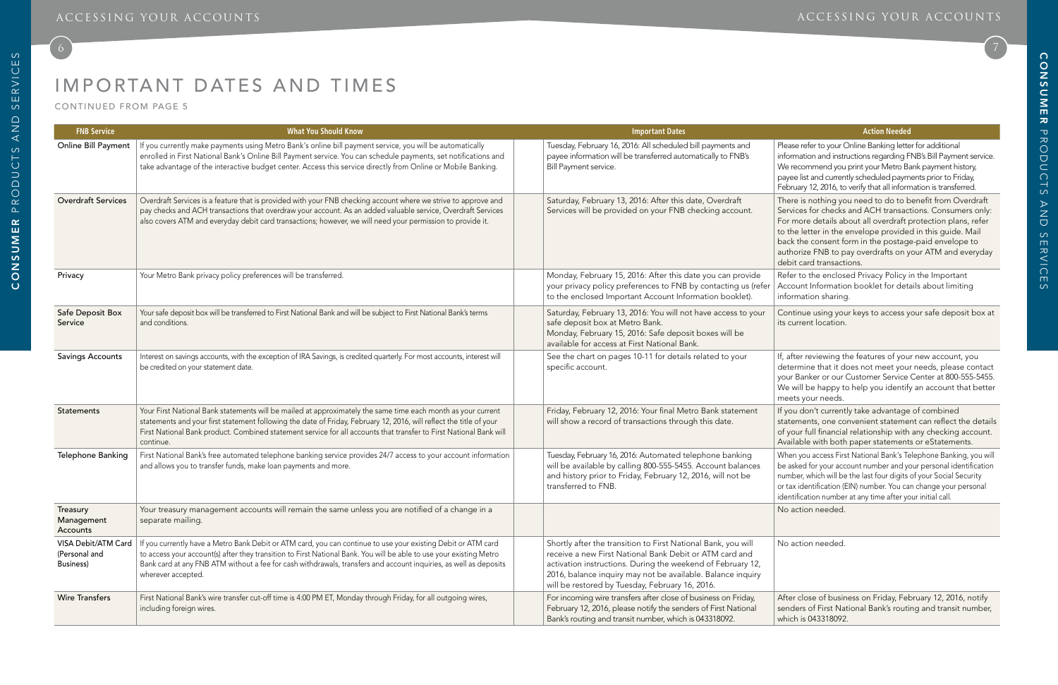# IMPORTANT DATES AND TIMES

CONTINUED FROM PAGE 5

| FNB Service | What You Should Know | Important Dates | Action Needed |
|---|---|---|---|
| Online Bill Payment | If you currently make payments using Metro Bank's online bill payment service, you will be automatically enrolled in First National Bank's Online Bill Payment service. You can schedule payments, set notifications and take advantage of the interactive budget center. Access this service directly from Online or Mobile Banking. | Tuesday, February 16, 2016: All scheduled bill payments and payee information will be transferred automatically to FNB's Bill Payment service. | Please refer to your Online Banking letter for additional information and instructions regarding FNB's Bill Payment service. We recommend you print your Metro Bank payment history, payee list and currently scheduled payments prior to Friday, February 12, 2016, to verify that all information is transferred. |
| Overdraft Services | Overdraft Services is a feature that is provided with your FNB checking account where we strive to approve and pay checks and ACH transactions that overdraw your account. As an added valuable service, Overdraft Services also covers ATM and everyday debit card transactions; however, we will need your permission to provide it. | Saturday, February 13, 2016: After this date, Overdraft Services will be provided on your FNB checking account. | There is nothing you need to do to benefit from Overdraft Services for checks and ACH transactions. Consumers only: For more details about all overdraft protection plans, refer to the letter in the envelope provided in this guide. Mail back the consent form in the postage-paid envelope to authorize FNB to pay overdrafts on your ATM and everyday debit card transactions. |
| Privacy | Your Metro Bank privacy policy preferences will be transferred. | Monday, February 15, 2016: After this date you can provide your privacy policy preferences to FNB by contacting us (refer to the enclosed Important Account Information booklet). | Refer to the enclosed Privacy Policy in the Important Account Information booklet for details about limiting information sharing. |
| Safe Deposit Box Service | Your safe deposit box will be transferred to First National Bank and will be subject to First National Bank's terms and conditions. | Saturday, February 13, 2016: You will not have access to your safe deposit box at Metro Bank.<br>Monday, February 15, 2016: Safe deposit boxes will be available for access at First National Bank. | Continue using your keys to access your safe deposit box at its current location. |
| Savings Accounts | Interest on savings accounts, with the exception of IRA Savings, is credited quarterly. For most accounts, interest will be credited on your statement date. | See the chart on pages 10-11 for details related to your specific account. | If, after reviewing the features of your new account, you determine that it does not meet your needs, please contact your Banker or our Customer Service Center at 800-555-5455. We will be happy to help you identify an account that better meets your needs. |
| Statements | Your First National Bank statements will be mailed at approximately the same time each month as your current statements and your first statement following the date of Friday, February 12, 2016, will reflect the title of your First National Bank product. Combined statement service for all accounts that transfer to First National Bank will continue. | Friday, February 12, 2016: Your final Metro Bank statement will show a record of transactions through this date. | If you don't currently take advantage of combined statements, one convenient statement can reflect the details of your full financial relationship with any checking account. Available with both paper statements or eStatements. |
| Telephone Banking | First National Bank's free automated telephone banking service provides 24/7 access to your account information and allows you to transfer funds, make loan payments and more. | Tuesday, February 16, 2016: Automated telephone banking will be available by calling 800-555-5455. Account balances and history prior to Friday, February 12, 2016, will not be transferred to FNB. | When you access First National Bank's Telephone Banking, you will be asked for your account number and your personal identification number, which will be the last four digits of your Social Security or tax identification (EIN) number. You can change your personal identification number at any time after your initial call. |
| Treasury Management Accounts | Your treasury management accounts will remain the same unless you are notified of a change in a separate mailing. | | No action needed. |
| VISA Debit/ATM Card (Personal and Business) | If you currently have a Metro Bank Debit or ATM card, you can continue to use your existing Debit or ATM card to access your account(s) after they transition to First National Bank. You will be able to use your existing Metro Bank card at any FNB ATM without a fee for cash withdrawals, transfers and account inquiries, as well as deposits wherever accepted. | Shortly after the transition to First National Bank, you will receive a new First National Bank Debit or ATM card and activation instructions. During the weekend of February 12, 2016, balance inquiry may not be available. Balance inquiry will be restored by Tuesday, February 16, 2016. | No action needed. |
| Wire Transfers | First National Bank's wire transfer cut-off time is 4:00 PM ET, Monday through Friday, for all outgoing wires, including foreign wires. | For incoming wire transfers after close of business on Friday, February 12, 2016, please notify the senders of First National Bank's routing and transit number, which is 043318092. | After close of business on Friday, February 12, 2016, notify senders of First National Bank's routing and transit number, which is 043318092. |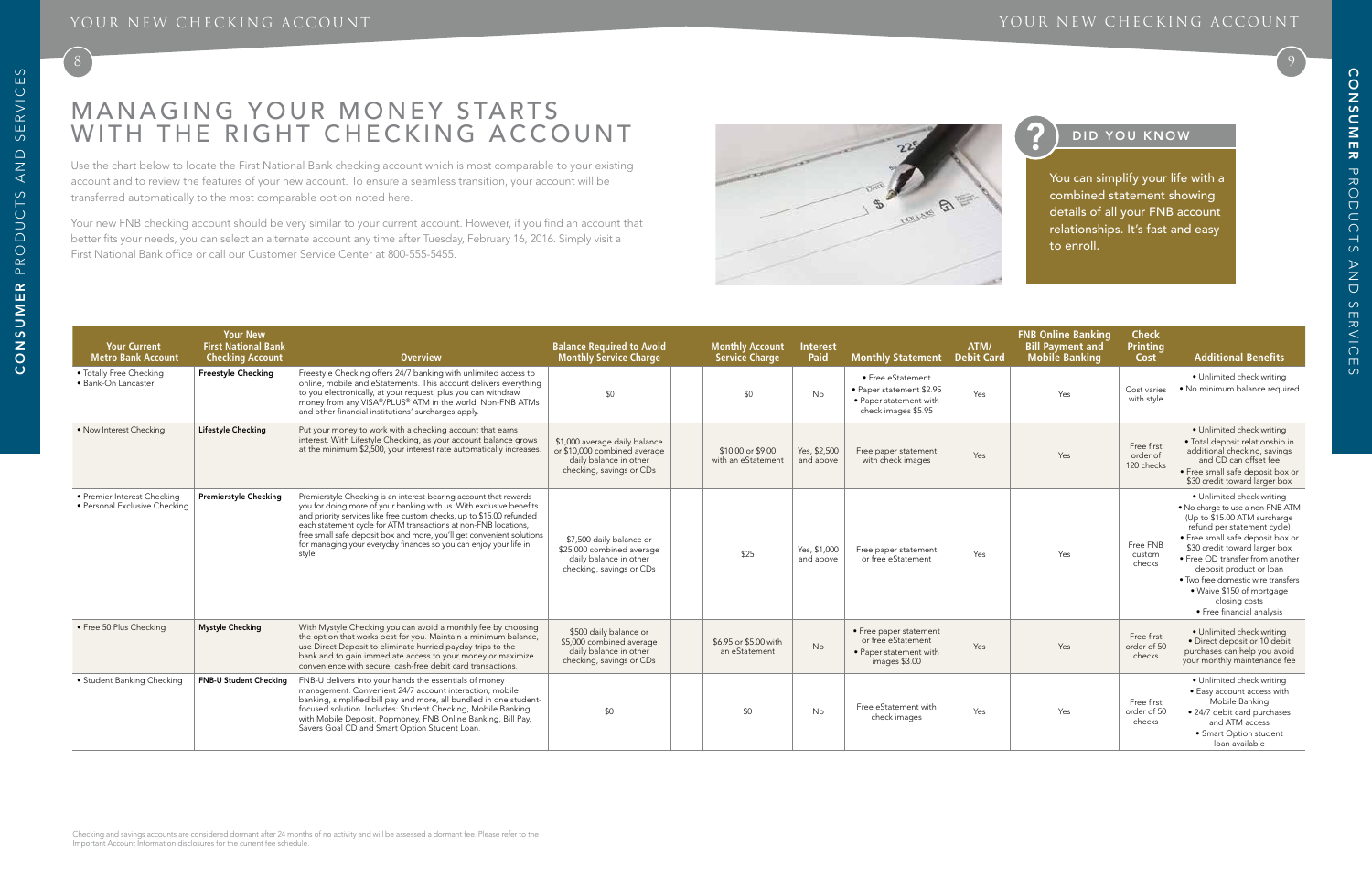# MANAGING YOUR MONEY STARTS WITH THE RIGHT CHECKING ACCOUNT

Use the chart below to locate the First National Bank checking account which is most comparable to your existing account and to review the features of your new account. To ensure a seamless transition, your account will be transferred automatically to the most comparable option noted here.

Your new FNB checking account should be very similar to your current account. However, if you find an account that better fits your needs, you can select an alternate account any time after Tuesday, February 16, 2016. Simply visit a First National Bank office or call our Customer Service Center at 800-555-5455.

## DID YOU KNOW

You can simplify your life with a combined statement showing details of all your FNB account relationships. It's fast and easy to enroll.

| Your Current Metro Bank Account | Your New First National Bank Checking Account | Overview | Balance Required to Avoid Monthly Service Charge | Monthly Account Service Charge | Interest Paid | Monthly Statement | ATM/ Debit Card | FNB Online Banking Bill Payment and Mobile Banking | Check Printing Cost | Additional Benefits |
|---|---|---|---|---|---|---|---|---|---|---|
| • Totally Free Checking<br>• Bank-On Lancaster | **Freestyle Checking** | Freestyle Checking offers 24/7 banking with unlimited access to online, mobile and eStatements. This account delivers everything to you electronically, at your request, plus you can withdraw money from any VISA®/PLUS® ATM in the world. Non-FNB ATMs and other financial institutions' surcharges apply. | $0 | $0 | No | • Free eStatement<br>• Paper statement $2.95<br>• Paper statement with check images $5.95 | Yes | Yes | Cost varies with style | • Unlimited check writing<br>• No minimum balance required |
| • Now Interest Checking | **Lifestyle Checking** | Put your money to work with a checking account that earns interest. With Lifestyle Checking, as your account balance grows at the minimum $2,500, your interest rate automatically increases. | $1,000 average daily balance or $10,000 combined average daily balance in other checking, savings or CDs | $10.00 or $9.00 with an eStatement | Yes, $2,500 and above | Free paper statement with check images | Yes | Yes | Free first order of 120 checks | • Unlimited check writing<br>• Total deposit relationship in additional checking, savings and CD can offset fee<br>• Free small safe deposit box or $30 credit toward larger box |
| • Premier Interest Checking<br>• Personal Exclusive Checking | **Premierstyle Checking** | Premierstyle Checking is an interest-bearing account that rewards you for doing more of your banking with us. With exclusive benefits and priority services like free custom checks, up to $15.00 refunded each statement cycle for ATM transactions at non-FNB locations, free small safe deposit box and more, you'll get convenient solutions for managing your everyday finances so you can enjoy your life in style. | $7,500 daily balance or $25,000 combined average daily balance in other checking, savings or CDs | $25 | Yes, $1,000 and above | Free paper statement or free eStatement | Yes | Yes | Free FNB custom checks | • Unlimited check writing<br>• No charge to use a non-FNB ATM (Up to $15.00 ATM surcharge refund per statement cycle)<br>• Free small safe deposit box or $30 credit toward larger box<br>• Free OD transfer from another deposit product or loan<br>• Two free domestic wire transfers<br>• Waive $150 of mortgage closing costs<br>• Free financial analysis |
| • Free 50 Plus Checking | **Mystyle Checking** | With Mystyle Checking you can avoid a monthly fee by choosing the option that works best for you. Maintain a minimum balance, use Direct Deposit to eliminate hurried payday trips to the bank and to gain immediate access to your money or maximize convenience with secure, cash-free debit card transactions. | $500 daily balance or $5,000 combined average daily balance in other checking, savings or CDs | $6.95 or $5.00 with an eStatement | No | • Free paper statement or free eStatement<br>• Paper statement with images $3.00 | Yes | Yes | Free first order of 50 checks | • Unlimited check writing<br>• Direct deposit or 10 debit purchases can help you avoid your monthly maintenance fee |
| • Student Banking Checking | **FNB-U Student Checking** | FNB-U delivers into your hands the essentials of money management. Convenient 24/7 account interaction, mobile banking, simplified bill pay and more, all bundled in one student-focused solution. Includes: Student Checking, Mobile Banking with Mobile Deposit, Popmoney, FNB Online Banking, Bill Pay, Savers Goal CD and Smart Option Student Loan. | $0 | $0 | No | Free eStatement with check images | Yes | Yes | Free first order of 50 checks | • Unlimited check writing<br>• Easy account access with Mobile Banking<br>• 24/7 debit card purchases and ATM access<br>• Smart Option student loan available |

Checking and savings accounts are considered dormant after 24 months of no activity and will be assessed a dormant fee. Please refer to the Important Account Information disclosures for the current fee schedule.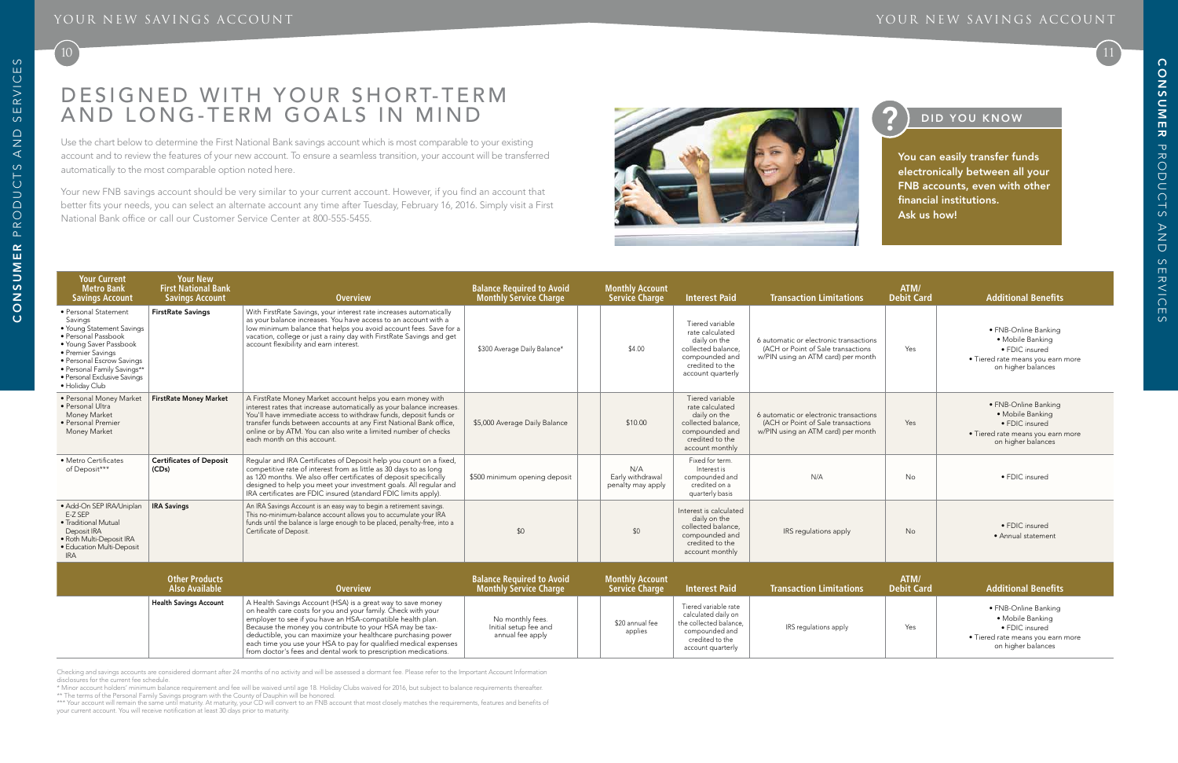# DESIGNED WITH YOUR SHORT-TERM AND LONG-TERM GOALS IN MIND

Use the chart below to determine the First National Bank savings account which is most comparable to your existing account and to review the features of your new account. To ensure a seamless transition, your account will be transferred automatically to the most comparable option noted here.

Your new FNB savings account should be very similar to your current account. However, if you find an account that better fits your needs, you can select an alternate account any time after Tuesday, February 16, 2016. Simply visit a First National Bank office or call our Customer Service Center at 800-555-5455.

## DID YOU KNOW

**You can easily transfer funds electronically between all your FNB accounts, even with other financial institutions. Ask us how!**

| Your Current Metro Bank Savings Account | Your New First National Bank Savings Account | Overview | Balance Required to Avoid Monthly Service Charge | Monthly Account Service Charge | Interest Paid | Transaction Limitations | ATM/ Debit Card | Additional Benefits |
|---|---|---|---|---|---|---|---|---|
| • Personal Statement Savings • Young Statement Savings • Personal Passbook • Young Saver Passbook • Premier Savings • Personal Escrow Savings • Personal Family Savings** • Personal Exclusive Savings • Holiday Club | **FirstRate Savings** | With FirstRate Savings, your interest rate increases automatically as your balance increases. You have access to an account with a low minimum balance that helps you avoid account fees. Save for a vacation, college or just a rainy day with FirstRate Savings and get account flexibility and earn interest. | $300 Average Daily Balance* | $4.00 | Tiered variable rate calculated daily on the collected balance, compounded and credited to the account quarterly | 6 automatic or electronic transactions (ACH or Point of Sale transactions w/PIN using an ATM card) per month | Yes | • FNB-Online Banking • Mobile Banking • FDIC insured • Tiered rate means you earn more on higher balances |
| • Personal Money Market • Personal Ultra Money Market • Personal Premier Money Market | **FirstRate Money Market** | A FirstRate Money Market account helps you earn money with interest rates that increase automatically as your balance increases. You'll have immediate access to withdraw funds, deposit funds or transfer funds between accounts at any First National Bank office, online or by ATM. You can also write a limited number of checks each month on this account. | $5,000 Average Daily Balance | $10.00 | Tiered variable rate calculated daily on the collected balance, compounded and credited to the account monthly | 6 automatic or electronic transactions (ACH or Point of Sale transactions w/PIN using an ATM card) per month | Yes | • FNB-Online Banking • Mobile Banking • FDIC insured • Tiered rate means you earn more on higher balances |
| • Metro Certificates of Deposit*** | **Certificates of Deposit (CDs)** | Regular and IRA Certificates of Deposit help you count on a fixed, competitive rate of interest from as little as 30 days to as long as 120 months. We also offer certificates of deposit specifically designed to help you meet your investment goals. All regular and IRA certificates are FDIC insured (standard FDIC limits apply). | $500 minimum opening deposit | N/A Early withdrawal penalty may apply | Fixed for term. Interest is compounded and credited on a quarterly basis | N/A | No | • FDIC insured |
| • Add-On SEP IRA/Uniplan E-Z SEP • Traditional Mutual Deposit IRA • Roth Multi-Deposit IRA • Education Multi-Deposit IRA | **IRA Savings** | An IRA Savings Account is an easy way to begin a retirement savings. This no-minimum-balance account allows you to accumulate your IRA funds until the balance is large enough to be placed, penalty-free, into a Certificate of Deposit. | $0 | $0 | Interest is calculated daily on the collected balance, compounded and credited to the account monthly | IRS regulations apply | No | • FDIC insured • Annual statement |

| | Other Products Also Available | Overview | Balance Required to Avoid Monthly Service Charge | Monthly Account Service Charge | Interest Paid | Transaction Limitations | ATM/ Debit Card | Additional Benefits |
|---|---|---|---|---|---|---|---|---|
| | **Health Savings Account** | A Health Savings Account (HSA) is a great way to save money on health care costs for you and your family. Check with your employer to see if you have an HSA-compatible health plan. Because the money you contribute to your HSA may be tax-deductible, you can maximize your healthcare purchasing power each time you use your HSA to pay for qualified medical expenses from doctor's fees and dental work to prescription medications. | No monthly fees. Initial setup fee and annual fee apply | $20 annual fee applies | Tiered variable rate calculated daily on the collected balance, compounded and credited to the account quarterly | IRS regulations apply | Yes | • FNB-Online Banking • Mobile Banking • FDIC insured • Tiered rate means you earn more on higher balances |

Checking and savings accounts are considered dormant after 24 months of no activity and will be assessed a dormant fee. Please refer to the Important Account Information disclosures for the current fee schedule.

\* Minor account holders' minimum balance requirement and fee will be waived until age 18. Holiday Clubs waived for 2016, but subject to balance requirements thereafter.

** The terms of the Personal Family Savings program with the County of Dauphin will be honored.

*** Your account will remain the same until maturity. At maturity, your CD will convert to an FNB account that most closely matches the requirements, features and benefits of your current account. You will receive notification at least 30 days prior to maturity.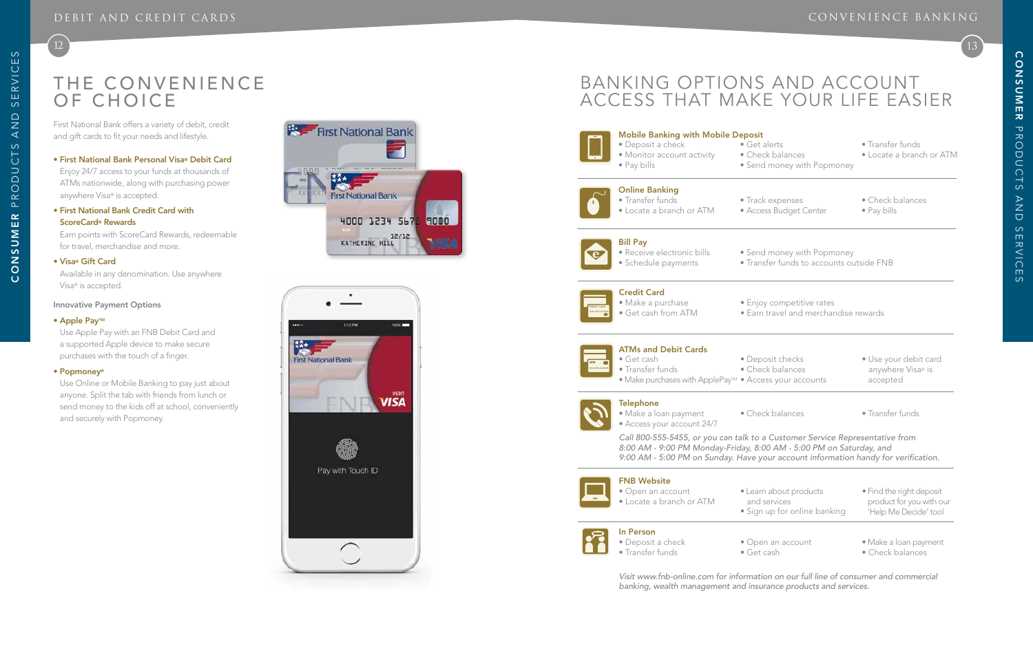# THE CONVENIENCE OF CHOICE

First National Bank offers a variety of debit, credit and gift cards to fit your needs and lifestyle.

- **First National Bank Personal Visa® Debit Card**
  Enjoy 24/7 access to your funds at thousands of ATMs nationwide, along with purchasing power anywhere Visa® is accepted.
- **First National Bank Credit Card with ScoreCard® Rewards**
  Earn points with ScoreCard Rewards, redeemable for travel, merchandise and more.
- **Visa® Gift Card**
  Available in any denomination. Use anywhere Visa® is accepted.

Innovative Payment Options

- **Apple Pay™**
  Use Apple Pay with an FNB Debit Card and a supported Apple device to make secure purchases with the touch of a finger.
- **Popmoney®**
  Use Online or Mobile Banking to pay just about anyone. Split the tab with friends from lunch or send money to the kids off at school, conveniently and securely with Popmoney.

# BANKING OPTIONS AND ACCOUNT ACCESS THAT MAKE YOUR LIFE EASIER

**Mobile Banking with Mobile Deposit**
- Deposit a check
- Monitor account activity
- Pay bills
- Get alerts
- Check balances
- Send money with Popmoney
- Transfer funds
- Locate a branch or ATM

**Online Banking**
- Transfer funds
- Locate a branch or ATM
- Track expenses
- Access Budget Center
- Check balances
- Pay bills

**Bill Pay**
- Receive electronic bills
- Schedule payments
- Send money with Popmoney
- Transfer funds to accounts outside FNB

**Credit Card**
- Make a purchase
- Get cash from ATM
- Enjoy competitive rates
- Earn travel and merchandise rewards

**ATMs and Debit Cards**
- Get cash
- Transfer funds
- Make purchases with ApplePay™
- Deposit checks
- Check balances
- Access your accounts
- Use your debit card anywhere Visa® is accepted

**Telephone**
- Make a loan payment
- Access your account 24/7
- Check balances
- Transfer funds

*Call 800-555-5455, or you can talk to a Customer Service Representative from 8:00 AM - 9:00 PM Monday-Friday, 8:00 AM - 5:00 PM on Saturday, and 9:00 AM - 5:00 PM on Sunday. Have your account information handy for verification.*

**FNB Website**
- Open an account
- Locate a branch or ATM
- Learn about products and services
- Sign up for online banking
- Find the right deposit product for you with our 'Help Me Decide' tool

**In Person**
- Deposit a check
- Transfer funds
- Open an account
- Get cash
- Make a loan payment
- Check balances

*Visit www.fnb-online.com for information on our full line of consumer and commercial banking, wealth management and insurance products and services.*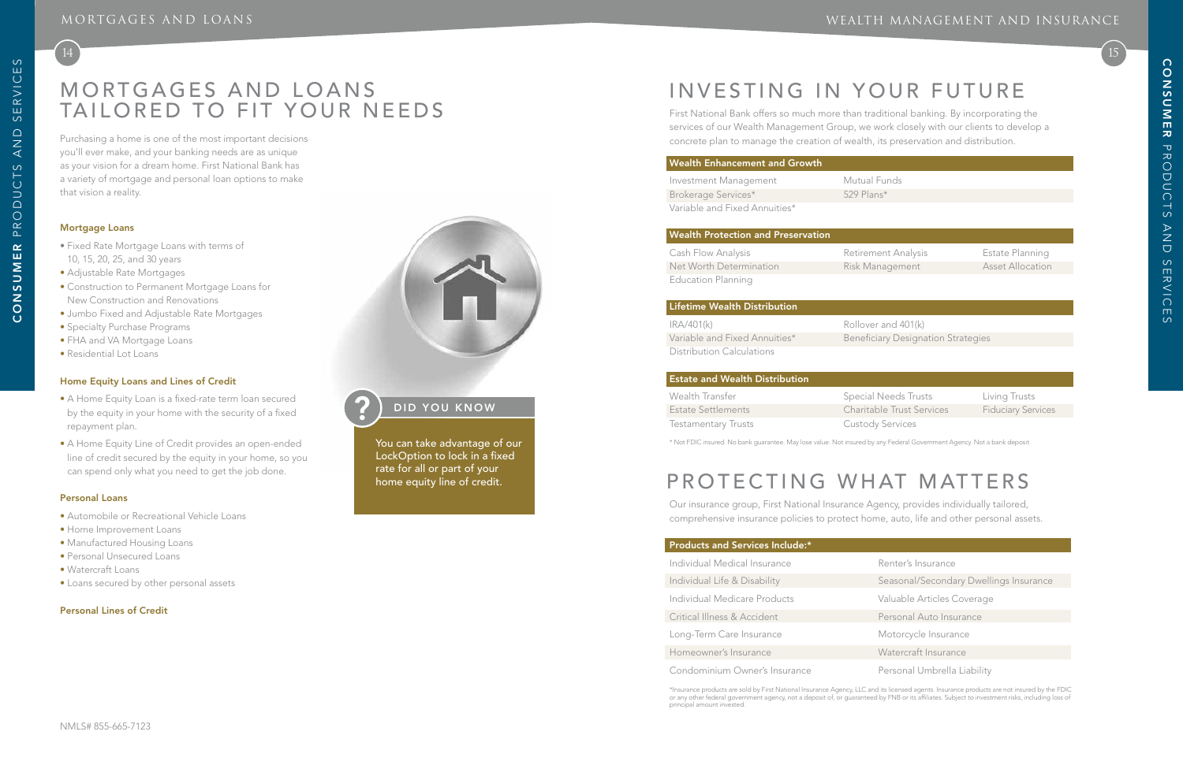# MORTGAGES AND LOANS TAILORED TO FIT YOUR NEEDS

Purchasing a home is one of the most important decisions you'll ever make, and your banking needs are as unique as your vision for a dream home. First National Bank has a variety of mortgage and personal loan options to make that vision a reality.

### Mortgage Loans

- Fixed Rate Mortgage Loans with terms of 10, 15, 20, 25, and 30 years
- Adjustable Rate Mortgages
- Construction to Permanent Mortgage Loans for New Construction and Renovations
- Jumbo Fixed and Adjustable Rate Mortgages
- Specialty Purchase Programs
- FHA and VA Mortgage Loans
- Residential Lot Loans

### Home Equity Loans and Lines of Credit

- A Home Equity Loan is a fixed-rate term loan secured by the equity in your home with the security of a fixed repayment plan.
- A Home Equity Line of Credit provides an open-ended line of credit secured by the equity in your home, so you can spend only what you need to get the job done.

### Personal Loans

- Automobile or Recreational Vehicle Loans
- Home Improvement Loans
- Manufactured Housing Loans
- Personal Unsecured Loans
- Watercraft Loans
- Loans secured by other personal assets

### Personal Lines of Credit

**DID YOU KNOW**

You can take advantage of our LockOption to lock in a fixed rate for all or part of your home equity line of credit.

NMLS# 855-665-7123

# INVESTING IN YOUR FUTURE

First National Bank offers so much more than traditional banking. By incorporating the services of our Wealth Management Group, we work closely with our clients to develop a concrete plan to manage the creation of wealth, its preservation and distribution.

| Wealth Enhancement and Growth | |
|---|---|
| Investment Management | Mutual Funds |
| Brokerage Services* | 529 Plans* |
| Variable and Fixed Annuities* | |

| Wealth Protection and Preservation | | |
|---|---|---|
| Cash Flow Analysis | Retirement Analysis | Estate Planning |
| Net Worth Determination | Risk Management | Asset Allocation |
| Education Planning | | |

| Lifetime Wealth Distribution | |
|---|---|
| IRA/401(k) | Rollover and 401(k) |
| Variable and Fixed Annuities* | Beneficiary Designation Strategies |
| Distribution Calculations | |

| Estate and Wealth Distribution | | |
|---|---|---|
| Wealth Transfer | Special Needs Trusts | Living Trusts |
| Estate Settlements | Charitable Trust Services | Fiduciary Services |
| Testamentary Trusts | Custody Services | |

* Not FDIC insured. No bank guarantee. May lose value. Not insured by any Federal Government Agency. Not a bank deposit.

# PROTECTING WHAT MATTERS

Our insurance group, First National Insurance Agency, provides individually tailored, comprehensive insurance policies to protect home, auto, life and other personal assets.

| Products and Services Include:* | |
|---|---|
| Individual Medical Insurance | Renter's Insurance |
| Individual Life & Disability | Seasonal/Secondary Dwellings Insurance |
| Individual Medicare Products | Valuable Articles Coverage |
| Critical Illness & Accident | Personal Auto Insurance |
| Long-Term Care Insurance | Motorcycle Insurance |
| Homeowner's Insurance | Watercraft Insurance |
| Condominium Owner's Insurance | Personal Umbrella Liability |

*Insurance products are sold by First National Insurance Agency, LLC and its licensed agents. Insurance products are not insured by the FDIC or any other federal government agency, not a deposit of, or guaranteed by FNB or its affiliates. Subject to investment risks, including loss of principal amount invested.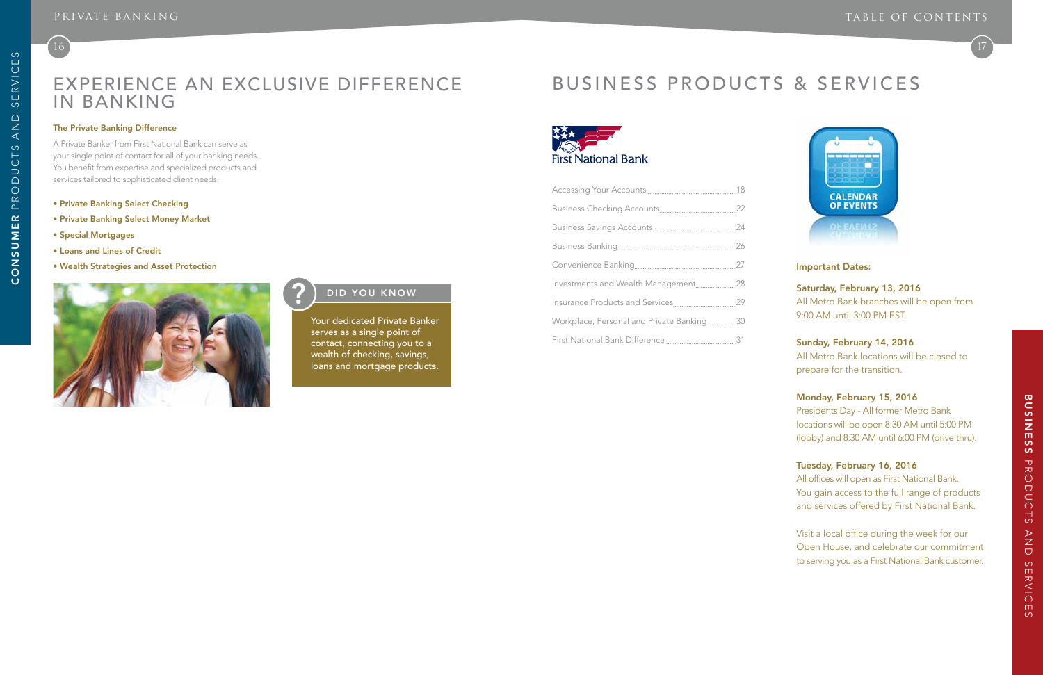# EXPERIENCE AN EXCLUSIVE DIFFERENCE IN BANKING

### The Private Banking Difference

A Private Banker from First National Bank can serve as your single point of contact for all of your banking needs. You benefit from expertise and specialized products and services tailored to sophisticated client needs.

- **Private Banking Select Checking**
- **Private Banking Select Money Market**
- **Special Mortgages**
- **Loans and Lines of Credit**
- **Wealth Strategies and Asset Protection**

### DID YOU KNOW

Your dedicated Private Banker serves as a single point of contact, connecting you to a wealth of checking, savings, loans and mortgage products.

# BUSINESS PRODUCTS & SERVICES

First National Bank

| | |
|---|---|
| Accessing Your Accounts | 18 |
| Business Checking Accounts | 22 |
| Business Savings Accounts | 24 |
| Business Banking | 26 |
| Convenience Banking | 27 |
| Investments and Wealth Management | 28 |
| Insurance Products and Services | 29 |
| Workplace, Personal and Private Banking | 30 |
| First National Bank Difference | 31 |

CALENDAR OF EVENTS

### Important Dates:

**Saturday, February 13, 2016**
All Metro Bank branches will be open from 9:00 AM until 3:00 PM EST.

**Sunday, February 14, 2016**
All Metro Bank locations will be closed to prepare for the transition.

**Monday, February 15, 2016**
Presidents Day - All former Metro Bank locations will be open 8:30 AM until 5:00 PM (lobby) and 8:30 AM until 6:00 PM (drive thru).

**Tuesday, February 16, 2016**
All offices will open as First National Bank. You gain access to the full range of products and services offered by First National Bank.

Visit a local office during the week for our Open House, and celebrate our commitment to serving you as a First National Bank customer.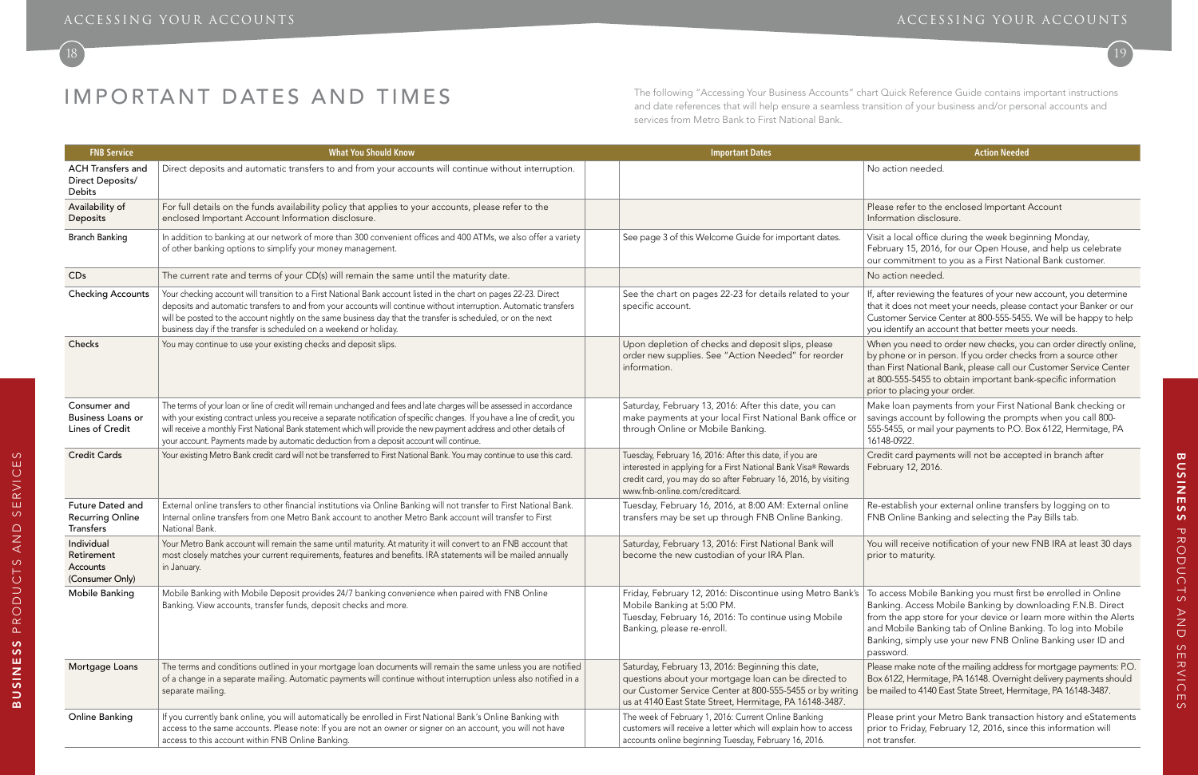# IMPORTANT DATES AND TIMES

The following "Accessing Your Business Accounts" chart Quick Reference Guide contains important instructions and date references that will help ensure a seamless transition of your business and/or personal accounts and services from Metro Bank to First National Bank.

| FNB Service | What You Should Know | Important Dates | Action Needed |
|---|---|---|---|
| ACH Transfers and Direct Deposits/ Debits | Direct deposits and automatic transfers to and from your accounts will continue without interruption. | | No action needed. |
| Availability of Deposits | For full details on the funds availability policy that applies to your accounts, please refer to the enclosed Important Account Information disclosure. | | Please refer to the enclosed Important Account Information disclosure. |
| Branch Banking | In addition to banking at our network of more than 300 convenient offices and 400 ATMs, we also offer a variety of other banking options to simplify your money management. | See page 3 of this Welcome Guide for important dates. | Visit a local office during the week beginning Monday, February 15, 2016, for our Open House, and help us celebrate our commitment to you as a First National Bank customer. |
| CDs | The current rate and terms of your CD(s) will remain the same until the maturity date. | | No action needed. |
| Checking Accounts | Your checking account will transition to a First National Bank account listed in the chart on pages 22-23. Direct deposits and automatic transfers to and from your accounts will continue without interruption. Automatic transfers will be posted to the account nightly on the same business day that the transfer is scheduled, or on the next business day if the transfer is scheduled on a weekend or holiday. | See the chart on pages 22-23 for details related to your specific account. | If, after reviewing the features of your new account, you determine that it does not meet your needs, please contact your Banker or our Customer Service Center at 800-555-5455. We will be happy to help you identify an account that better meets your needs. |
| Checks | You may continue to use your existing checks and deposit slips. | Upon depletion of checks and deposit slips, please order new supplies. See "Action Needed" for reorder information. | When you need to order new checks, you can order directly online, by phone or in person. If you order checks from a source other than First National Bank, please call our Customer Service Center at 800-555-5455 to obtain important bank-specific information prior to placing your order. |
| Consumer and Business Loans or Lines of Credit | The terms of your loan or line of credit will remain unchanged and fees and late charges will be assessed in accordance with your existing contract unless you receive a separate notification of specific changes. If you have a line of credit, you will receive a monthly First National Bank statement which will provide the new payment address and other details of your account. Payments made by automatic deduction from a deposit account will continue. | Saturday, February 13, 2016: After this date, you can make payments at your local First National Bank office or through Online or Mobile Banking. | Make loan payments from your First National Bank checking or savings account by following the prompts when you call 800-555-5455, or mail your payments to P.O. Box 6122, Hermitage, PA 16148-0922. |
| Credit Cards | Your existing Metro Bank credit card will not be transferred to First National Bank. You may continue to use this card. | Tuesday, February 16, 2016: After this date, if you are interested in applying for a First National Bank Visa® Rewards credit card, you may do so after February 16, 2016, by visiting www.fnb-online.com/creditcard. | Credit card payments will not be accepted in branch after February 12, 2016. |
| Future Dated and Recurring Online Transfers | External online transfers to other financial institutions via Online Banking will not transfer to First National Bank. Internal online transfers from one Metro Bank account to another Metro Bank account will transfer to First National Bank. | Tuesday, February 16, 2016, at 8:00 AM: External online transfers may be set up through FNB Online Banking. | Re-establish your external online transfers by logging on to FNB Online Banking and selecting the Pay Bills tab. |
| Individual Retirement Accounts (Consumer Only) | Your Metro Bank account will remain the same until maturity. At maturity it will convert to an FNB account that most closely matches your current requirements, features and benefits. IRA statements will be mailed annually in January. | Saturday, February 13, 2016: First National Bank will become the new custodian of your IRA Plan. | You will receive notification of your new FNB IRA at least 30 days prior to maturity. |
| Mobile Banking | Mobile Banking with Mobile Deposit provides 24/7 banking convenience when paired with FNB Online Banking. View accounts, transfer funds, deposit checks and more. | Friday, February 12, 2016: Discontinue using Metro Bank's Mobile Banking at 5:00 PM.<br>Tuesday, February 16, 2016: To continue using Mobile Banking, please re-enroll. | To access Mobile Banking you must first be enrolled in Online Banking. Access Mobile Banking by downloading F.N.B. Direct from the app store for your device or learn more within the Alerts and Mobile Banking tab of Online Banking. To log into Mobile Banking, simply use your new FNB Online Banking user ID and password. |
| Mortgage Loans | The terms and conditions outlined in your mortgage loan documents will remain the same unless you are notified of a change in a separate mailing. Automatic payments will continue without interruption unless also notified in a separate mailing. | Saturday, February 13, 2016: Beginning this date, questions about your mortgage loan can be directed to our Customer Service Center at 800-555-5455 or by writing us at 4140 East State Street, Hermitage, PA 16148-3487. | Please make note of the mailing address for mortgage payments: P.O. Box 6122, Hermitage, PA 16148. Overnight delivery payments should be mailed to 4140 East State Street, Hermitage, PA 16148-3487. |
| Online Banking | If you currently bank online, you will automatically be enrolled in First National Bank's Online Banking with access to the same accounts. Please note: If you are not an owner or signer on an account, you will not have access to this account within FNB Online Banking. | The week of February 1, 2016: Current Online Banking customers will receive a letter which will explain how to access accounts online beginning Tuesday, February 16, 2016. | Please print your Metro Bank transaction history and eStatements prior to Friday, February 12, 2016, since this information will not transfer. |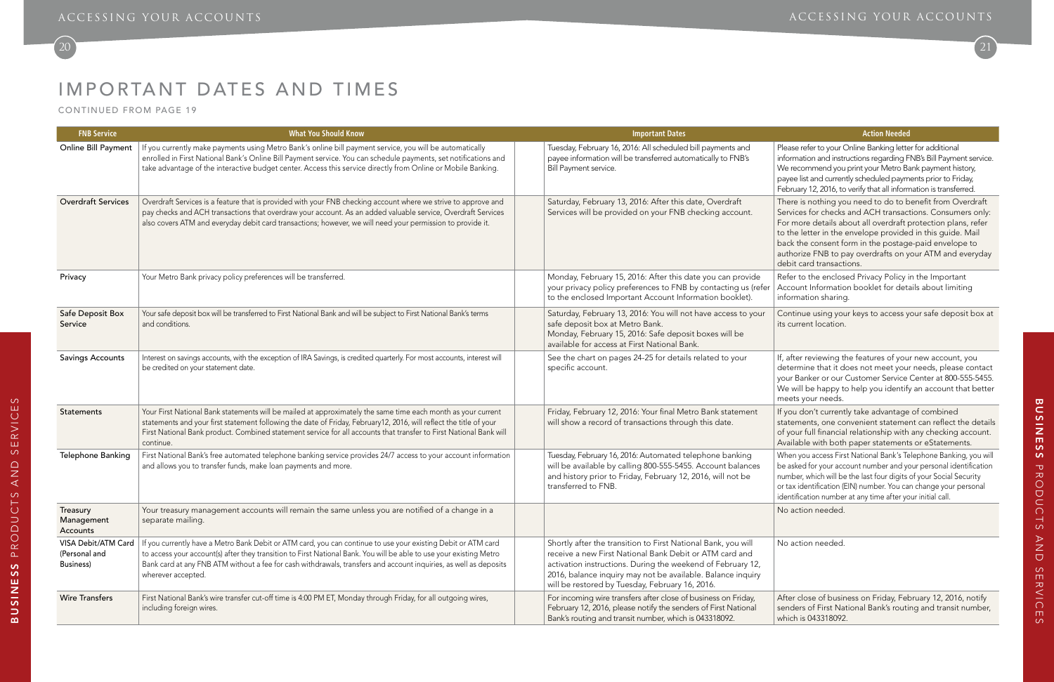# IMPORTANT DATES AND TIMES

CONTINUED FROM PAGE 19

| FNB Service | What You Should Know | Important Dates | Action Needed |
|---|---|---|---|
| Online Bill Payment | If you currently make payments using Metro Bank's online bill payment service, you will be automatically enrolled in First National Bank's Online Bill Payment service. You can schedule payments, set notifications and take advantage of the interactive budget center. Access this service directly from Online or Mobile Banking. | Tuesday, February 16, 2016: All scheduled bill payments and payee information will be transferred automatically to FNB's Bill Payment service. | Please refer to your Online Banking letter for additional information and instructions regarding FNB's Bill Payment service. We recommend you print your Metro Bank payment history, payee list and currently scheduled payments prior to Friday, February 12, 2016, to verify that all information is transferred. |
| Overdraft Services | Overdraft Services is a feature that is provided with your FNB checking account where we strive to approve and pay checks and ACH transactions that overdraw your account. As an added valuable service, Overdraft Services also covers ATM and everyday debit card transactions; however, we will need your permission to provide it. | Saturday, February 13, 2016: After this date, Overdraft Services will be provided on your FNB checking account. | There is nothing you need to do to benefit from Overdraft Services for checks and ACH transactions. Consumers only: For more details about all overdraft protection plans, refer to the letter in the envelope provided in this guide. Mail back the consent form in the postage-paid envelope to authorize FNB to pay overdrafts on your ATM and everyday debit card transactions. |
| Privacy | Your Metro Bank privacy policy preferences will be transferred. | Monday, February 15, 2016: After this date you can provide your privacy policy preferences to FNB by contacting us (refer to the enclosed Important Account Information booklet). | Refer to the enclosed Privacy Policy in the Important Account Information booklet for details about limiting information sharing. |
| Safe Deposit Box Service | Your safe deposit box will be transferred to First National Bank and will be subject to First National Bank's terms and conditions. | Saturday, February 13, 2016: You will not have access to your safe deposit box at Metro Bank. Monday, February 15, 2016: Safe deposit boxes will be available for access at First National Bank. | Continue using your keys to access your safe deposit box at its current location. |
| Savings Accounts | Interest on savings accounts, with the exception of IRA Savings, is credited quarterly. For most accounts, interest will be credited on your statement date. | See the chart on pages 24-25 for details related to your specific account. | If, after reviewing the features of your new account, you determine that it does not meet your needs, please contact your Banker or our Customer Service Center at 800-555-5455. We will be happy to help you identify an account that better meets your needs. |
| Statements | Your First National Bank statements will be mailed at approximately the same time each month as your current statements and your first statement following the date of Friday, February12, 2016, will reflect the title of your First National Bank product. Combined statement service for all accounts that transfer to First National Bank will continue. | Friday, February 12, 2016: Your final Metro Bank statement will show a record of transactions through this date. | If you don't currently take advantage of combined statements, one convenient statement can reflect the details of your full financial relationship with any checking account. Available with both paper statements or eStatements. |
| Telephone Banking | First National Bank's free automated telephone banking service provides 24/7 access to your account information and allows you to transfer funds, make loan payments and more. | Tuesday, February 16, 2016: Automated telephone banking will be available by calling 800-555-5455. Account balances and history prior to Friday, February 12, 2016, will not be transferred to FNB. | When you access First National Bank's Telephone Banking, you will be asked for your account number and your personal identification number, which will be the last four digits of your Social Security or tax identification (EIN) number. You can change your personal identification number at any time after your initial call. |
| Treasury Management Accounts | Your treasury management accounts will remain the same unless you are notified of a change in a separate mailing. | | No action needed. |
| VISA Debit/ATM Card (Personal and Business) | If you currently have a Metro Bank Debit or ATM card, you can continue to use your existing Debit or ATM card to access your account(s) after they transition to First National Bank. You will be able to use your existing Metro Bank card at any FNB ATM without a fee for cash withdrawals, transfers and account inquiries, as well as deposits wherever accepted. | Shortly after the transition to First National Bank, you will receive a new First National Bank Debit or ATM card and activation instructions. During the weekend of February 12, 2016, balance inquiry may not be available. Balance inquiry will be restored by Tuesday, February 16, 2016. | No action needed. |
| Wire Transfers | First National Bank's wire transfer cut-off time is 4:00 PM ET, Monday through Friday, for all outgoing wires, including foreign wires. | For incoming wire transfers after close of business on Friday, February 12, 2016, please notify the senders of First National Bank's routing and transit number, which is 043318092. | After close of business on Friday, February 12, 2016, notify senders of First National Bank's routing and transit number, which is 043318092. |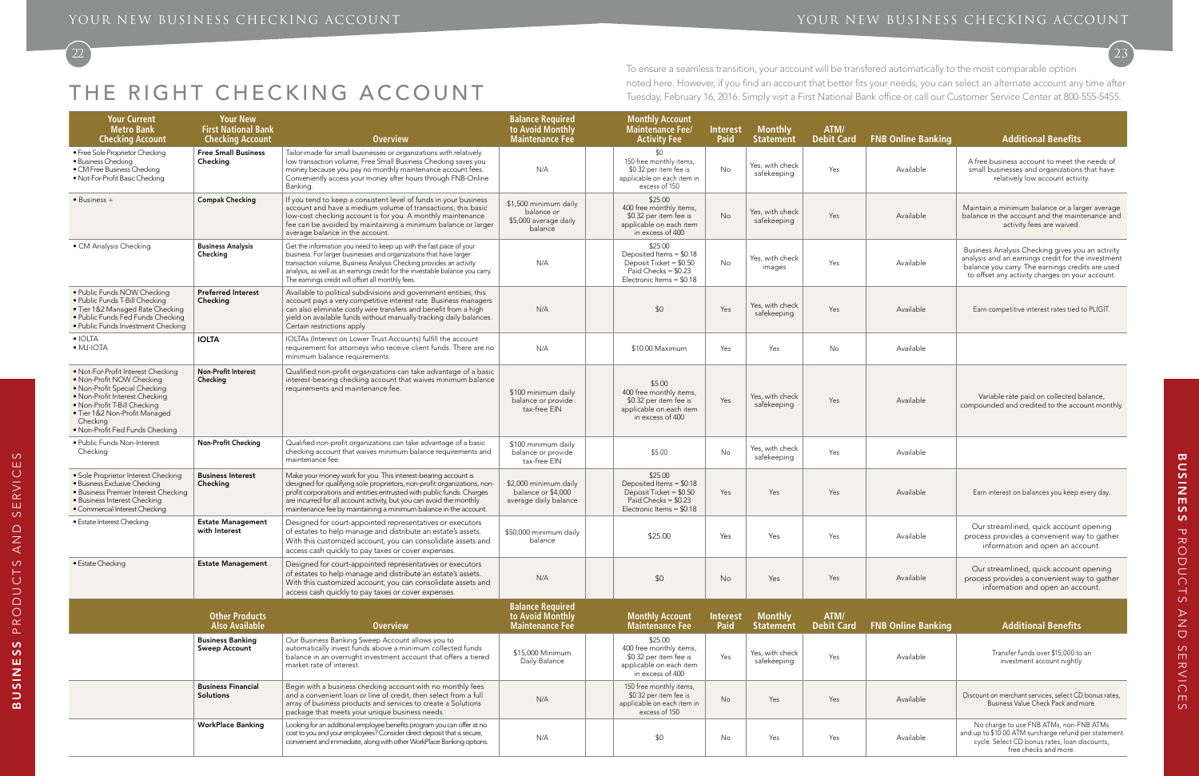# THE RIGHT CHECKING ACCOUNT

To ensure a seamless transition, your account will be transfered automatically to the most comparable option noted here. However, if you find an account that better fits your needs, you can select an alternate account any time after Tuesday, February 16, 2016. Simply visit a First National Bank office or call our Customer Service Center at 800-555-5455.

| Your Current Metro Bank Checking Account | Your New First National Bank Checking Account | Overview | Balance Required to Avoid Monthly Maintenance Fee | Monthly Account Maintenance Fee/ Activity Fee | Interest Paid | Monthly Statement | ATM/ Debit Card | FNB Online Banking | Additional Benefits |
|---|---|---|---|---|---|---|---|---|---|
| • Free Sole Proprietor Checking<br>• Business Checking<br>• CM Free Business Checking<br>• Not-For-Profit Basic Checking | **Free Small Business Checking** | Tailor-made for small businesses or organizations with relatively low transaction volume, Free Small Business Checking saves you money because you pay no monthly maintenance account fees. Conveniently access your money after hours through FNB-Online Banking. | N/A | $0<br>150 free monthly items, $0.32 per item fee is applicable on each item in excess of 150 | No | Yes, with check safekeeping | Yes | Available | A free business account to meet the needs of small businesses and organizations that have relatively low account activity. |
| • Business + | **Compak Checking** | If you tend to keep a consistent level of funds in your business account and have a medium volume of transactions, this basic low-cost checking account is for you. A monthly maintenance fee can be avoided by maintaining a minimum balance or larger average balance in the account. | $1,500 minimum daily balance or $5,000 average daily balance | $25.00<br>400 free monthly items, $0.32 per item fee is applicable on each item in excess of 400 | No | Yes, with check safekeeping | Yes | Available | Maintain a minimum balance or a larger average balance in the account and the maintenance and activity fees are waived. |
| • CM Analysis Checking | **Business Analysis Checking** | Get the information you need to keep up with the fast pace of your business. For larger businesses and organizations that have larger transaction volume, Business Analysis Checking provides an activity analysis, as well as an earnings credit for the investable balance you carry. The earnings credit will offset all monthly fees. | N/A | $25.00<br>Deposited Items = $0.18<br>Deposit Ticket = $0.50<br>Paid Checks = $0.23<br>Electronic Items = $0.18 | No | Yes, with check images | Yes | Available | Business Analysis Checking gives you an activity analysis and an earnings credit for the investment balance you carry. The earnings credits are used to offset any activity charges on your account. |
| • Public Funds NOW Checking<br>• Public Funds T-Bill Checking<br>• Tier 1&2 Managed Rate Checking<br>• Public Funds Fed Funds Checking<br>• Public Funds Investment Checking | **Preferred Interest Checking** | Available to political subdivisions and government entities, this account pays a very competitive interest rate. Business managers can also eliminate costly wire transfers and benefit from a high yield on available funds without manually tracking daily balances. Certain restrictions apply. | N/A | $0 | Yes | Yes, with check safekeeping | Yes | Available | Earn competitive interest rates tied to PLIGIT. |
| • IOLTA<br>• MJ-IOTA | **IOLTA** | IOLTAs (Interest on Lower Trust Accounts) fulfill the account requirement for attorneys who receive client funds. There are no minimum balance requirements. | N/A | $10.00 Maximum | Yes | Yes | No | Available | |
| • Not-For-Profit Interest Checking<br>• Non-Profit NOW Checking<br>• Non-Profit Special Checking<br>• Non-Profit Interest Checking<br>• Non-Profit T-Bill Checking<br>• Tier 1&2 Non-Profit Managed Checking<br>• Non-Profit Fed Funds Checking | **Non-Profit Interest Checking** | Qualified non-profit organizations can take advantage of a basic interest-bearing checking account that waives minimum balance requirements and maintenance fee. | $100 minimum daily balance or provide tax-free EIN | $5.00<br>400 free monthly items, $0.32 per item fee is applicable on each item in excess of 400 | Yes | Yes, with check safekeeping | Yes | Available | Variable rate paid on collected balance, compounded and credited to the account monthly. |
| • Public Funds Non-Interest Checking | **Non-Profit Checking** | Qualified non-profit organizations can take advantage of a basic checking account that waives minimum balance requirements and maintenance fee. | $100 minimum daily balance or provide tax-free EIN | $5.00 | No | Yes, with check safekeeping | Yes | Available | |
| • Sole Proprietor Interest Checking<br>• Business Exclusive Checking<br>• Business Premier Interest Checking<br>• Business Interest Checking<br>• Commercial Interest Checking | **Business Interest Checking** | Make your money work for you. This interest-bearing account is designed for qualifying sole proprietors, non-profit organizations, non-profit corporations and entities entrusted with public funds. Charges are incurred for all account activity, but you can avoid the monthly maintenance fee by maintaining a minimum balance in the account. | $2,000 minimum daily balance or $4,000 average daily balance | $25.00<br>Deposited Items = $0.18<br>Deposit Ticket = $0.50<br>Paid Checks = $0.23<br>Electronic Items = $0.18 | Yes | Yes | Yes | Available | Earn interest on balances you keep every day. |
| • Estate Interest Checking | **Estate Management with Interest** | Designed for court-appointed representatives or executors of estates to help manage and distribute an estate's assets. With this customized account, you can consolidate assets and access cash quickly to pay taxes or cover expenses. | $50,000 minimum daily balance | $25.00 | Yes | Yes | Yes | Available | Our streamlined, quick account opening process provides a convenient way to gather information and open an account. |
| • Estate Checking | **Estate Management** | Designed for court-appointed representatives or executors of estates to help manage and distribute an estate's assets. With this customized account, you can consolidate assets and access cash quickly to pay taxes or cover expenses. | N/A | $0 | No | Yes | Yes | Available | Our streamlined, quick account opening process provides a convenient way to gather information and open an account. |

| | Other Products Also Available | Overview | Balance Required to Avoid Monthly Maintenance Fee | Monthly Account Maintenance Fee | Interest Paid | Monthly Statement | ATM/ Debit Card | FNB Online Banking | Additional Benefits |
|---|---|---|---|---|---|---|---|---|---|
| | **Business Banking Sweep Account** | Our Business Banking Sweep Account allows you to automatically invest funds above a minimum collected funds balance in an overnight investment account that offers a tiered market rate of interest. | $15,000 Minimum Daily Balance | $25.00<br>400 free monthly items, $0.32 per item fee is applicable on each item in excess of 400 | Yes | Yes, with check safekeeping | Yes | Available | Transfer funds over $15,000 to an investment account nightly. |
| | **Business Financial Solutions** | Begin with a business checking account with no monthly fees and a convenient loan or line of credit, then select from a full array of business products and services to create a Solutions package that meets your unique business needs. | N/A | 150 free monthly items, $0.32 per item fee is applicable on each item in excess of 150 | No | Yes | Yes | Available | Discount on merchant services, select CD bonus rates, Business Value Check Pack and more. |
| | **WorkPlace Banking** | Looking for an additional employee benefits program you can offer at no cost to you and your employees? Consider direct deposit that is secure, convenient and immediate, along with other WorkPlace Banking options. | N/A | $0 | No | Yes | Yes | Available | No charge to use FNB ATMs, non-FNB ATMs and up to $10.00 ATM surcharge refund per statement cycle. Select CD bonus rates, loan discounts, free checks and more. |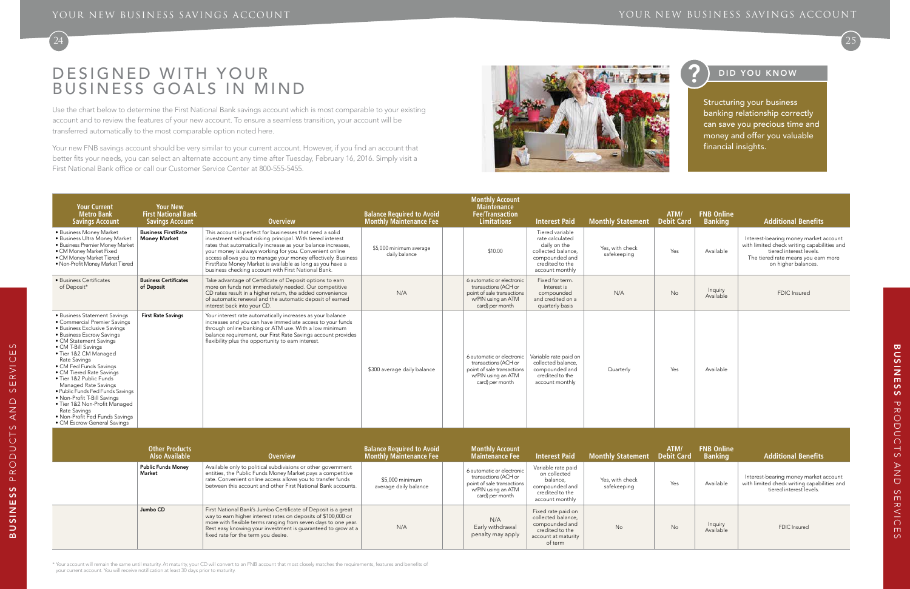# DESIGNED WITH YOUR BUSINESS GOALS IN MIND

Use the chart below to determine the First National Bank savings account which is most comparable to your existing account and to review the features of your new account. To ensure a seamless transition, your account will be transferred automatically to the most comparable option noted here.

Your new FNB savings account should be very similar to your current account. However, if you find an account that better fits your needs, you can select an alternate account any time after Tuesday, February 16, 2016. Simply visit a First National Bank office or call our Customer Service Center at 800-555-5455.

## DID YOU KNOW

Structuring your business banking relationship correctly can save you precious time and money and offer you valuable financial insights.

| Your Current Metro Bank Savings Account | Your New First National Bank Savings Account | Overview | Balance Required to Avoid Monthly Maintenance Fee | Monthly Account Maintenance Fee/Transaction Limitations | Interest Paid | Monthly Statement | ATM/ Debit Card | FNB Online Banking | Additional Benefits |
|---|---|---|---|---|---|---|---|---|---|
| • Business Money Market<br>• Business Ultra Money Market<br>• Business Premier Money Market<br>• CM Money Market Fixed<br>• CM Money Market Tiered<br>• Non-Profit Money Market Tiered | **Business FirstRate Money Market** | This account is perfect for businesses that need a solid investment without risking principal. With tiered interest rates that automatically increase as your balance increases, your money is always working for you. Convenient online access allows you to manage your money effectively. Business FirstRate Money Market is available as long as you have a business checking account with First National Bank. | $5,000 minimum average daily balance | $10.00 | Tiered variable rate calculated daily on the collected balance, compounded and credited to the account monthly | Yes, with check safekeeping | Yes | Available | Interest-bearing money market account with limited check writing capabilities and tiered interest levels. The tiered rate means you earn more on higher balances. |
| • Business Certificates of Deposit* | **Business Certificates of Deposit** | Take advantage of Certificate of Deposit options to earn more on funds not immediately needed. Our competitive CD rates result in a higher return, the added convenience of automatic renewal and the automatic deposit of earned interest back into your CD. | N/A | 6 automatic or electronic transactions (ACH or point of sale transactions w/PIN using an ATM card) per month | Fixed for term. Interest is compounded and credited on a quarterly basis | N/A | No | Inquiry Available | FDIC Insured |
| • Business Statement Savings<br>• Commercial Premier Savings<br>• Business Exclusive Savings<br>• Business Escrow Savings<br>• CM Statement Savings<br>• CM T-Bill Savings<br>• Tier 1&2 CM Managed Rate Savings<br>• CM Fed Funds Savings<br>• CM Tiered Rate Savings<br>• Tier 1&2 Public Funds Managed Rate Savings<br>• Public Funds Fed Funds Savings<br>• Non-Profit T-Bill Savings<br>• Tier 1&2 Non-Profit Managed Rate Savings<br>• Non-Profit Fed Funds Savings<br>• CM Escrow General Savings | **First Rate Savings** | Your interest rate automatically increases as your balance increases and you can have immediate access to your funds through online banking or ATM use. With a low minimum balance requirement, our First Rate Savings account provides flexibility plus the opportunity to earn interest. | $300 average daily balance | 6 automatic or electronic transactions (ACH or point of sale transactions w/PIN using an ATM card) per month | Variable rate paid on collected balance, compounded and credited to the account monthly | Quarterly | Yes | Available | |

| Other Products Also Available | Overview | Balance Required to Avoid Monthly Maintenance Fee | Monthly Account Maintenance Fee | Interest Paid | Monthly Statement | ATM/ Debit Card | FNB Online Banking | Additional Benefits |
|---|---|---|---|---|---|---|---|---|
| **Public Funds Money Market** | Available only to political subdivisions or other government entities, the Public Funds Money Market pays a competitive rate. Convenient online access allows you to transfer funds between this account and other First National Bank accounts. | $5,000 minimum average daily balance | 6 automatic or electronic transactions (ACH or point of sale transactions w/PIN using an ATM card) per month | Variable rate paid on collected balance, compounded and credited to the account monthly | Yes, with check safekeeping | Yes | Available | Interest-bearing money market account with limited check writing capabilities and tiered interest levels. |
| **Jumbo CD** | First National Bank's Jumbo Certificate of Deposit is a great way to earn higher interest rates on deposits of $100,000 or more with flexible terms ranging from seven days to one year. Rest easy knowing your investment is guaranteed to grow at a fixed rate for the term you desire. | N/A | N/A Early withdrawal penalty may apply | Fixed rate paid on collected balance, compounded and credited to the account at maturity of term | No | No | Inquiry Available | FDIC Insured |

\* Your account will remain the same until maturity. At maturity, your CD will convert to an FNB account that most closely matches the requirements, features and benefits of your current account. You will receive notification at least 30 days prior to maturity.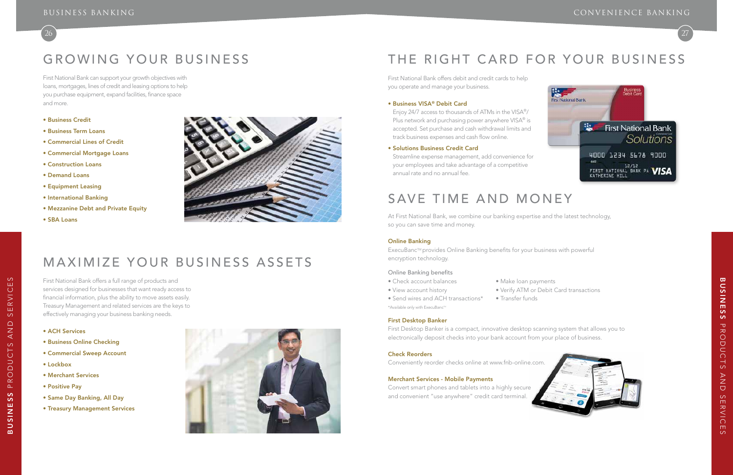# GROWING YOUR BUSINESS

First National Bank can support your growth objectives with loans, mortgages, lines of credit and leasing options to help you purchase equipment, expand facilities, finance space and more.

- **Business Credit**
- **Business Term Loans**
- **Commercial Lines of Credit**
- **Commercial Mortgage Loans**
- **Construction Loans**
- **Demand Loans**
- **Equipment Leasing**
- **International Banking**
- **Mezzanine Debt and Private Equity**
- **SBA Loans**

# MAXIMIZE YOUR BUSINESS ASSETS

First National Bank offers a full range of products and services designed for businesses that want ready access to financial information, plus the ability to move assets easily. Treasury Management and related services are the keys to effectively managing your business banking needs.

- **ACH Services**
- **Business Online Checking**
- **Commercial Sweep Account**
- **Lockbox**
- **Merchant Services**
- **Positive Pay**
- **Same Day Banking, All Day**
- **Treasury Management Services**

# THE RIGHT CARD FOR YOUR BUSINESS

First National Bank offers debit and credit cards to help you operate and manage your business.

- **Business VISA® Debit Card**
  Enjoy 24/7 access to thousands of ATMs in the VISA®/ Plus network and purchasing power anywhere VISA® is accepted. Set purchase and cash withdrawal limits and track business expenses and cash flow online.
- **Solutions Business Credit Card**
  Streamline expense management, add convenience for your employees and take advantage of a competitive annual rate and no annual fee.

# SAVE TIME AND MONEY

At First National Bank, we combine our banking expertise and the latest technology, so you can save time and money.

**Online Banking**

ExecuBanc™ provides Online Banking benefits for your business with powerful encryption technology.

Online Banking benefits

- Check account balances
- View account history
- Send wires and ACH transactions*
- Make loan payments
- Verify ATM or Debit Card transactions
- Transfer funds

*Available only with ExecuBanc™

**First Desktop Banker**

First Desktop Banker is a compact, innovative desktop scanning system that allows you to electronically deposit checks into your bank account from your place of business.

**Check Reorders**

Conveniently reorder checks online at www.fnb-online.com.

**Merchant Services - Mobile Payments**

Convert smart phones and tablets into a highly secure and convenient "use anywhere" credit card terminal.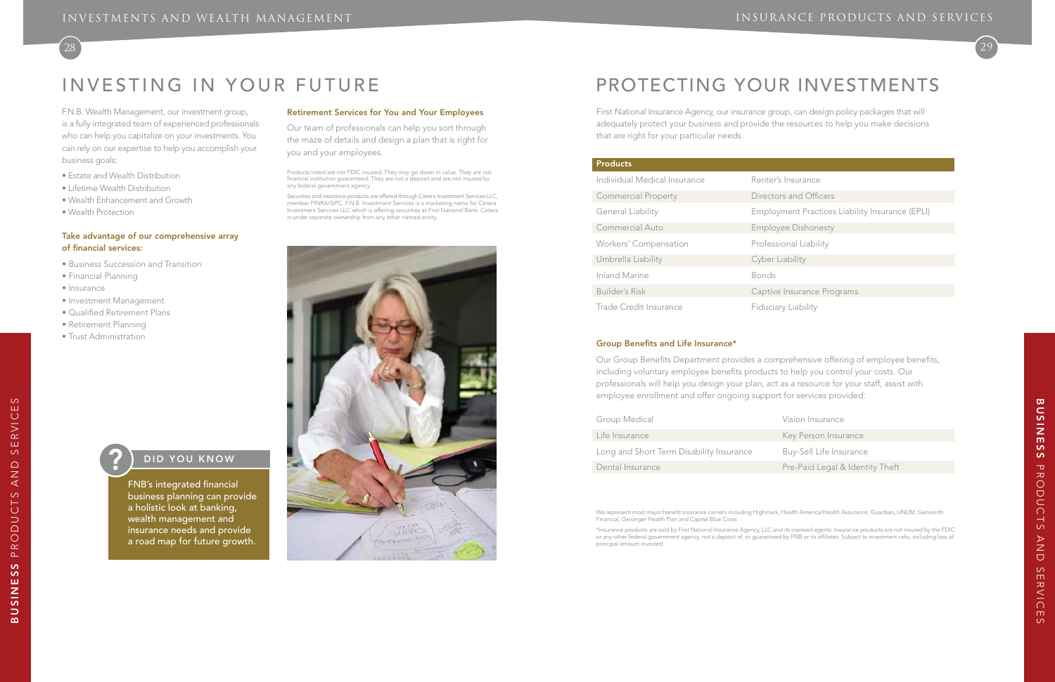# INVESTING IN YOUR FUTURE

F.N.B. Wealth Management, our investment group, is a fully integrated team of experienced professionals who can help you capitalize on your investments. You can rely on our expertise to help you accomplish your business goals:

- Estate and Wealth Distribution
- Lifetime Wealth Distribution
- Wealth Enhancement and Growth
- Wealth Protection

### Take advantage of our comprehensive array of financial services:

- Business Succession and Transition
- Financial Planning
- Insurance
- Investment Management
- Qualified Retirement Plans
- Retirement Planning
- Trust Administration

### DID YOU KNOW

FNB's integrated financial business planning can provide a holistic look at banking, wealth management and insurance needs and provide a road map for future growth.

### Retirement Services for You and Your Employees

Our team of professionals can help you sort through the maze of details and design a plan that is right for you and your employees.

Products listed are not FDIC insured. They may go down in value. They are not financial institution guaranteed. They are not a deposit and are not insured by any federal government agency.

Securities and insurance products are offered through Cetera Investment Services LLC, member FINRA/SIPC. F.N.B. Investment Services is a marketing name for Cetera Investment Services LLC which is offering securities at First National Bank. Cetera is under separate ownership from any other named entity.

# PROTECTING YOUR INVESTMENTS

First National Insurance Agency, our insurance group, can design policy packages that will adequately protect your business and provide the resources to help you make decisions that are right for your particular needs.

| Products | |
|---|---|
| Individual Medical Insurance | Renter's Insurance |
| Commercial Property | Directors and Officers |
| General Liability | Employment Practices Liability Insurance (EPLI) |
| Commercial Auto | Employee Dishonesty |
| Workers' Compensation | Professional Liability |
| Umbrella Liability | Cyber Liability |
| Inland Marine | Bonds |
| Builder's Risk | Captive Insurance Programs |
| Trade Credit Insurance | Fiduciary Liability |

### Group Benefits and Life Insurance*

Our Group Benefits Department provides a comprehensive offering of employee benefits, including voluntary employee benefits products to help you control your costs. Our professionals will help you design your plan, act as a resource for your staff, assist with employee enrollment and offer ongoing support for services provided:

| | |
|---|---|
| Group Medical | Vision Insurance |
| Life Insurance | Key Person Insurance |
| Long and Short Term Disability Insurance | Buy-Sell Life Insurance |
| Dental Insurance | Pre-Paid Legal & Identity Theft |

We represent most major benefit insurance carriers including Highmark, Health America/Health Assurance, Guardian, UNUM, Genworth Financial, Geisinger Health Plan and Capital Blue Cross.

*Insurance products are sold by First National Insurance Agency, LLC and its licensed agents. Insurance products are not insured by the FDIC or any other federal government agency, not a deposit of, or guaranteed by FNB or its affiliates. Subject to investment risks, including loss of principal amount invested.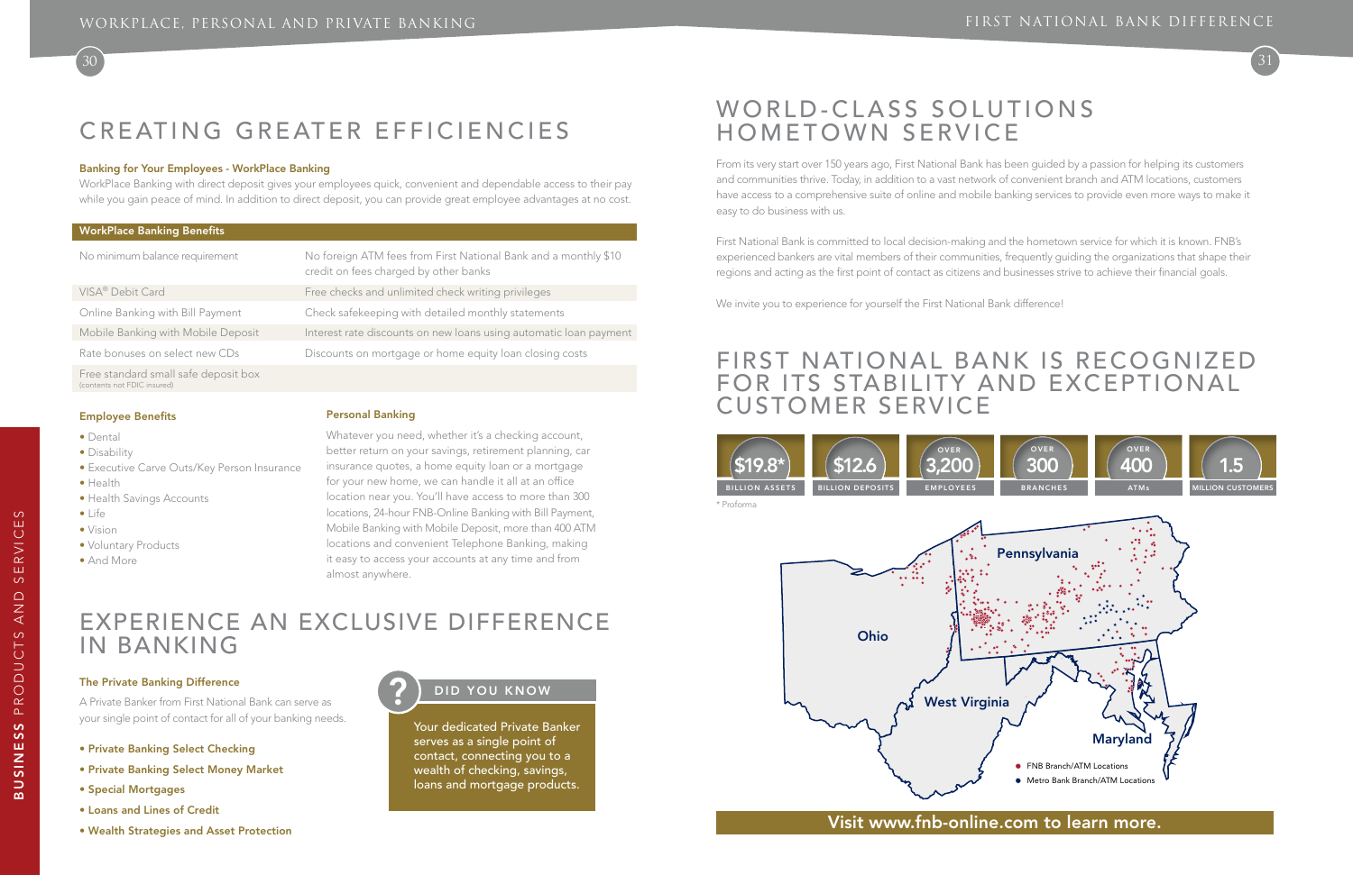# CREATING GREATER EFFICIENCIES

**Banking for Your Employees - WorkPlace Banking**

WorkPlace Banking with direct deposit gives your employees quick, convenient and dependable access to their pay while you gain peace of mind. In addition to direct deposit, you can provide great employee advantages at no cost.

| WorkPlace Banking Benefits | |
|---|---|
| No minimum balance requirement | No foreign ATM fees from First National Bank and a monthly $10 credit on fees charged by other banks |
| VISA® Debit Card | Free checks and unlimited check writing privileges |
| Online Banking with Bill Payment | Check safekeeping with detailed monthly statements |
| Mobile Banking with Mobile Deposit | Interest rate discounts on new loans using automatic loan payment |
| Rate bonuses on select new CDs | Discounts on mortgage or home equity loan closing costs |
| Free standard small safe deposit box (contents not FDIC insured) | |

**Employee Benefits**

- Dental
- Disability
- Executive Carve Outs/Key Person Insurance
- Health
- Health Savings Accounts
- Life
- Vision
- Voluntary Products
- And More

**Personal Banking**

Whatever you need, whether it's a checking account, better return on your savings, retirement planning, car insurance quotes, a home equity loan or a mortgage for your new home, we can handle it all at an office location near you. You'll have access to more than 300 locations, 24-hour FNB-Online Banking with Bill Payment, Mobile Banking with Mobile Deposit, more than 400 ATM locations and convenient Telephone Banking, making it easy to access your accounts at any time and from almost anywhere.

# EXPERIENCE AN EXCLUSIVE DIFFERENCE IN BANKING

**The Private Banking Difference**

A Private Banker from First National Bank can serve as your single point of contact for all of your banking needs.

- **Private Banking Select Checking**
- **Private Banking Select Money Market**
- **Special Mortgages**
- **Loans and Lines of Credit**
- **Wealth Strategies and Asset Protection**

**DID YOU KNOW**

Your dedicated Private Banker serves as a single point of contact, connecting you to a wealth of checking, savings, loans and mortgage products.

# WORLD-CLASS SOLUTIONS HOMETOWN SERVICE

From its very start over 150 years ago, First National Bank has been guided by a passion for helping its customers and communities thrive. Today, in addition to a vast network of convenient branch and ATM locations, customers have access to a comprehensive suite of online and mobile banking services to provide even more ways to make it easy to do business with us.

First National Bank is committed to local decision-making and the hometown service for which it is known. FNB's experienced bankers are vital members of their communities, frequently guiding the organizations that shape their regions and acting as the first point of contact as citizens and businesses strive to achieve their financial goals.

We invite you to experience for yourself the First National Bank difference!

# FIRST NATIONAL BANK IS RECOGNIZED FOR ITS STABILITY AND EXCEPTIONAL CUSTOMER SERVICE

| $19.8* | $12.6 | OVER 3,200 | OVER 300 | OVER 400 | 1.5 |
|---|---|---|---|---|---|
| BILLION ASSETS | BILLION DEPOSITS | EMPLOYEES | BRANCHES | ATMs | MILLION CUSTOMERS |

* Proforma

Pennsylvania, Ohio, West Virginia, Maryland

- FNB Branch/ATM Locations
- Metro Bank Branch/ATM Locations

Visit www.fnb-online.com to learn more.

BUSINESS PRODUCTS AND SERVICES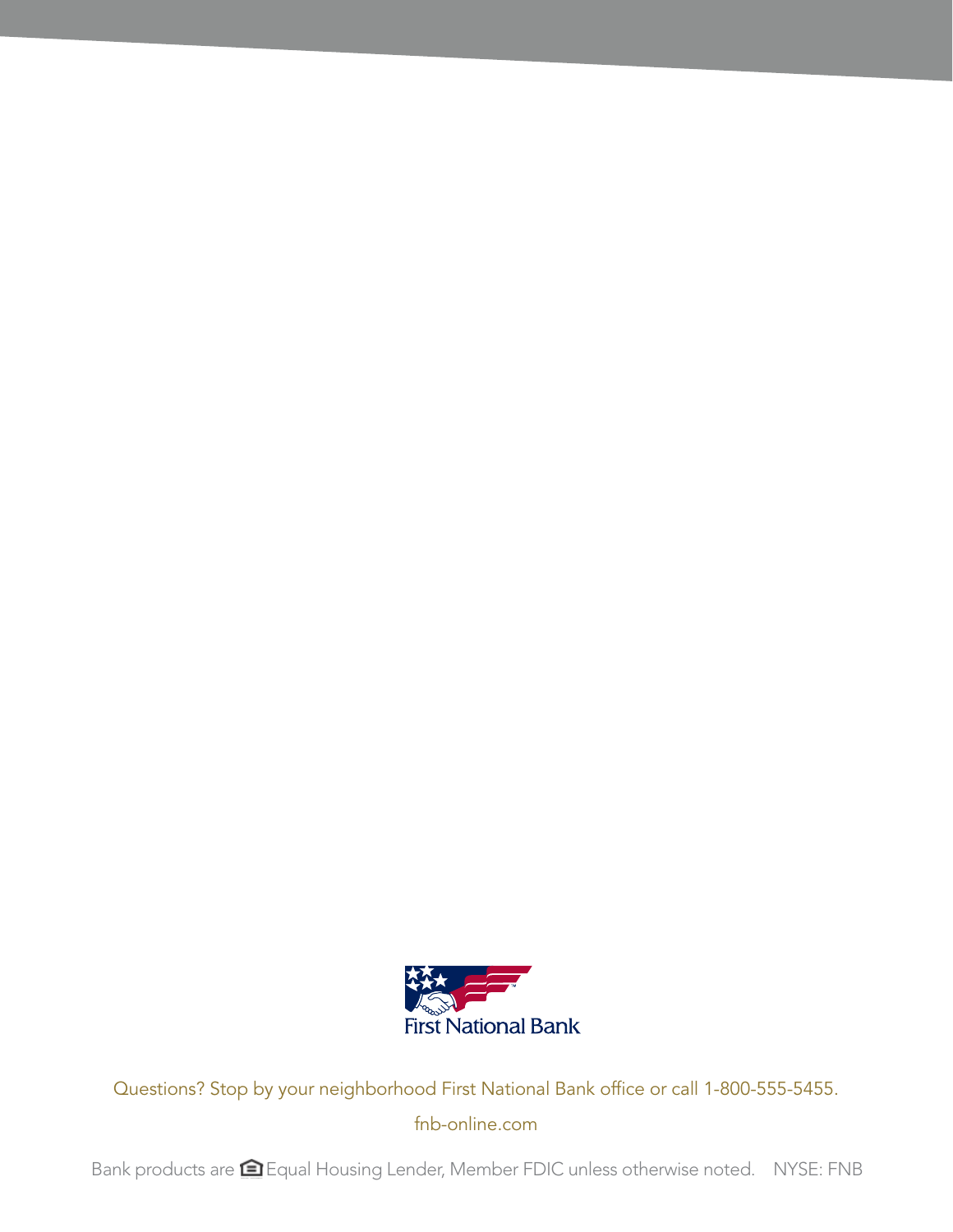First National Bank

Questions? Stop by your neighborhood First National Bank office or call 1-800-555-5455.

fnb-online.com

Bank products are Equal Housing Lender, Member FDIC unless otherwise noted. NYSE: FNB